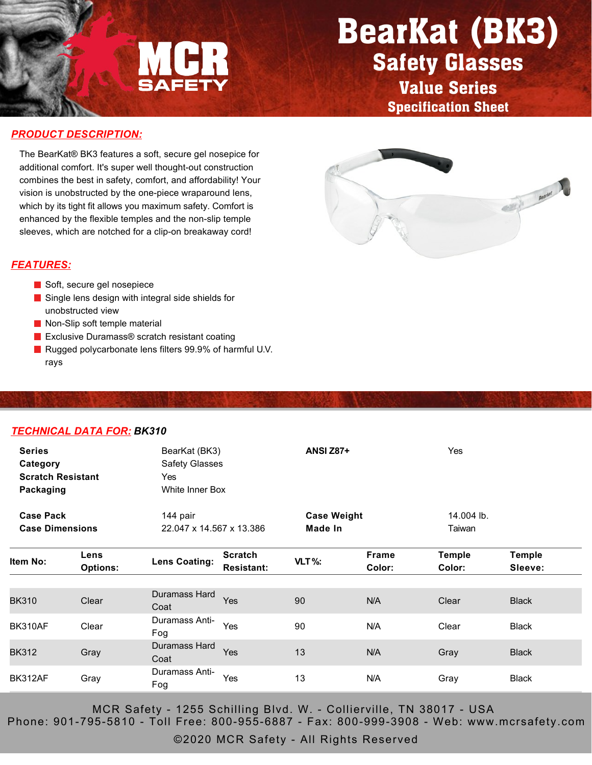# BearKat (BK3)
## Safety Glasses
### Value Series
### Specification Sheet

## PRODUCT DESCRIPTION:

The BearKat® BK3 features a soft, secure gel nosepice for additional comfort. It's super well thought-out construction combines the best in safety, comfort, and affordability! Your vision is unobstructed by the one-piece wraparound lens, which by its tight fit allows you maximum safety. Comfort is enhanced by the flexible temples and the non-slip temple sleeves, which are notched for a clip-on breakaway cord!

## FEATURES:

- Soft, secure gel nosepiece
- Single lens design with integral side shields for unobstructed view
- Non-Slip soft temple material
- Exclusive Duramass® scratch resistant coating
- Rugged polycarbonate lens filters 99.9% of harmful U.V. rays

## TECHNICAL DATA FOR: BK310

| | | | |
|---|---|---|---|
| **Series** | BearKat (BK3) | **ANSI Z87+** | Yes |
| **Category** | Safety Glasses | | |
| **Scratch Resistant** | Yes | | |
| **Packaging** | White Inner Box | | |
| **Case Pack** | 144 pair | **Case Weight** | 14.004 lb. |
| **Case Dimensions** | 22.047 x 14.567 x 13.386 | **Made In** | Taiwan |

| Item No: | Lens Options: | Lens Coating: | Scratch Resistant: | VLT%: | Frame Color: | Temple Color: | Temple Sleeve: |
|---|---|---|---|---|---|---|---|
| BK310 | Clear | Duramass Hard Coat | Yes | 90 | N/A | Clear | Black |
| BK310AF | Clear | Duramass Anti-Fog | Yes | 90 | N/A | Clear | Black |
| BK312 | Gray | Duramass Hard Coat | Yes | 13 | N/A | Gray | Black |
| BK312AF | Gray | Duramass Anti-Fog | Yes | 13 | N/A | Gray | Black |

MCR Safety - 1255 Schilling Blvd. W. - Collierville, TN 38017 - USA
Phone: 901-795-5810 - Toll Free: 800-955-6887 - Fax: 800-999-3908 - Web: www.mcrsafety.com
©2020 MCR Safety - All Rights Reserved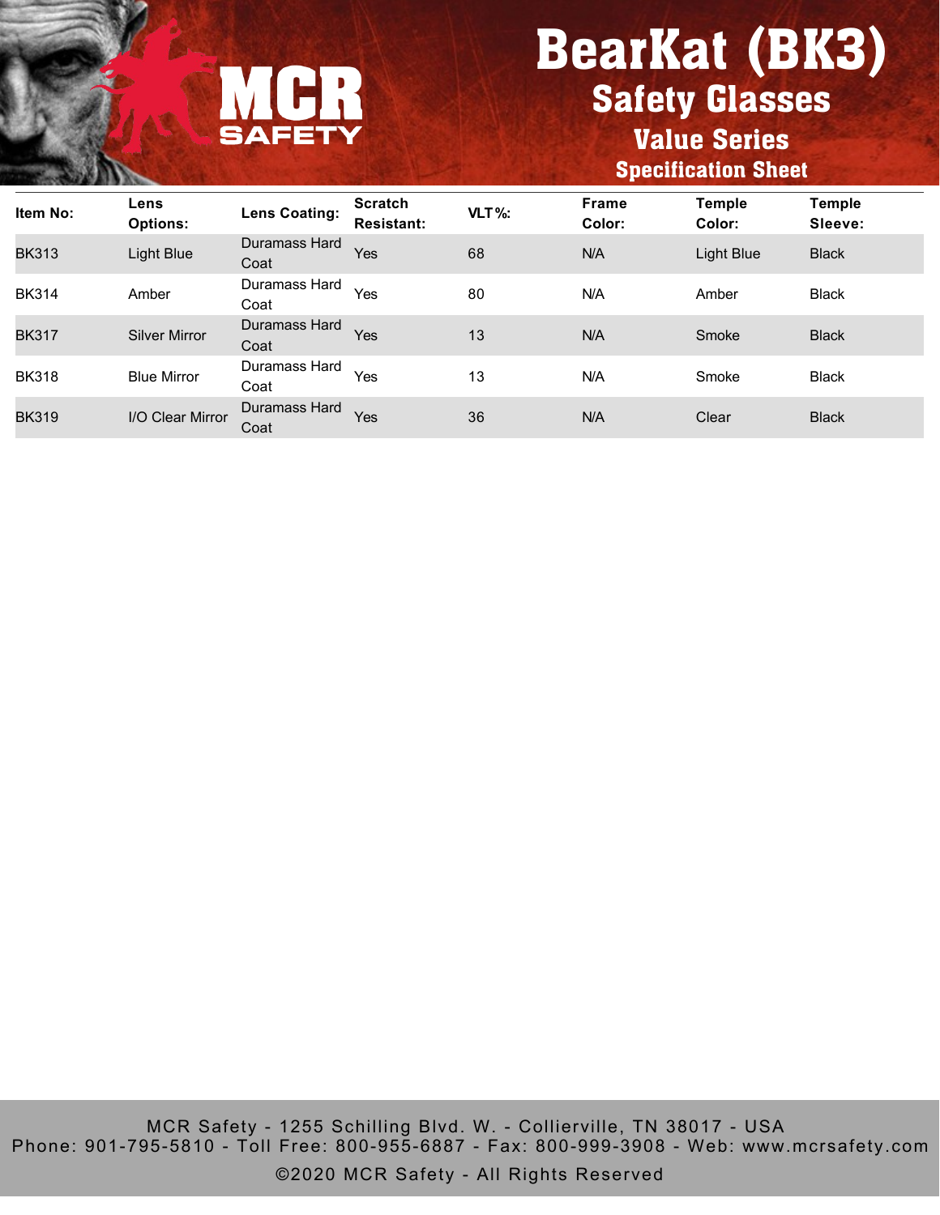# BearKat (BK3)

## Safety Glasses

### Value Series

### Specification Sheet

| Item No: | Lens Options: | Lens Coating: | Scratch Resistant: | VLT %: | Frame Color: | Temple Color: | Temple Sleeve: |
|---|---|---|---|---|---|---|---|
| BK313 | Light Blue | Duramass Hard Coat | Yes | 68 | N/A | Light Blue | Black |
| BK314 | Amber | Duramass Hard Coat | Yes | 80 | N/A | Amber | Black |
| BK317 | Silver Mirror | Duramass Hard Coat | Yes | 13 | N/A | Smoke | Black |
| BK318 | Blue Mirror | Duramass Hard Coat | Yes | 13 | N/A | Smoke | Black |
| BK319 | I/O Clear Mirror | Duramass Hard Coat | Yes | 36 | N/A | Clear | Black |

MCR Safety - 1255 Schilling Blvd. W. - Collierville, TN 38017 - USA
Phone: 901-795-5810 - Toll Free: 800-955-6887 - Fax: 800-999-3908 - Web: www.mcrsafety.com
©2020 MCR Safety - All Rights Reserved